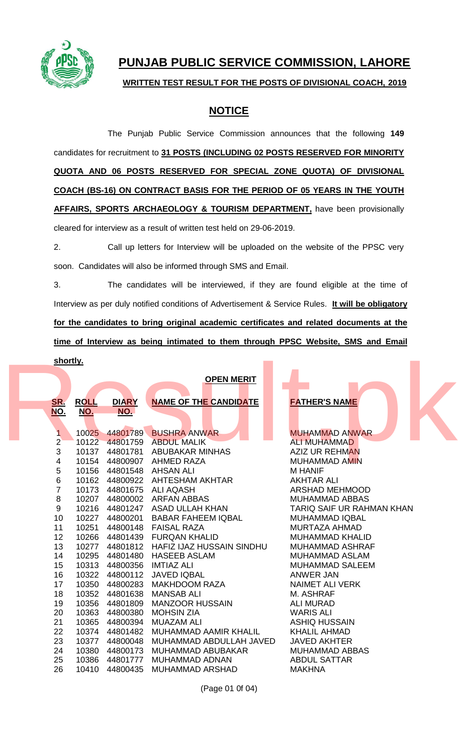# PUNJAB PUBLIC SERVICE COMMISSION, LAHORE

**WRITTEN TEST RESULT FOR THE POSTS OF DIVISIONAL COACH, 2019**

## NOTICE

The Punjab Public Service Commission announces that the following **149** candidates for recruitment to **31 POSTS (INCLUDING 02 POSTS RESERVED FOR MINORITY QUOTA AND 06 POSTS RESERVED FOR SPECIAL ZONE QUOTA) OF DIVISIONAL COACH (BS-16) ON CONTRACT BASIS FOR THE PERIOD OF 05 YEARS IN THE YOUTH AFFAIRS, SPORTS ARCHAEOLOGY & TOURISM DEPARTMENT,** have been provisionally cleared for interview as a result of written test held on 29-06-2019.

2. Call up letters for Interview will be uploaded on the website of the PPSC very soon. Candidates will also be informed through SMS and Email.

3. The candidates will be interviewed, if they are found eligible at the time of Interview as per duly notified conditions of Advertisement & Service Rules. **It will be obligatory for the candidates to bring original academic certificates and related documents at the time of Interview as being intimated to them through PPSC Website, SMS and Email shortly.**

**OPEN MERIT**

| SR. NO. | ROLL NO. | DIARY NO. | NAME OF THE CANDIDATE | FATHER'S NAME |
|---|---|---|---|---|
| 1 | 10025 | 44801789 | BUSHRA ANWAR | MUHAMMAD ANWAR |
| 2 | 10122 | 44801759 | ABDUL MALIK | ALI MUHAMMAD |
| 3 | 10137 | 44801781 | ABUBAKAR MINHAS | AZIZ UR REHMAN |
| 4 | 10154 | 44800907 | AHMED RAZA | MUHAMMAD AMIN |
| 5 | 10156 | 44801548 | AHSAN ALI | M HANIF |
| 6 | 10162 | 44800922 | AHTESHAM AKHTAR | AKHTAR ALI |
| 7 | 10173 | 44801675 | ALI AQASH | ARSHAD MEHMOOD |
| 8 | 10207 | 44800002 | ARFAN ABBAS | MUHAMMAD ABBAS |
| 9 | 10216 | 44801247 | ASAD ULLAH KHAN | TARIQ SAIF UR RAHMAN KHAN |
| 10 | 10227 | 44800201 | BABAR FAHEEM IQBAL | MUHAMMAD IQBAL |
| 11 | 10251 | 44800148 | FAISAL RAZA | MURTAZA AHMAD |
| 12 | 10266 | 44801439 | FURQAN KHALID | MUHAMMAD KHALID |
| 13 | 10277 | 44801812 | HAFIZ IJAZ HUSSAIN SINDHU | MUHAMMAD ASHRAF |
| 14 | 10295 | 44801480 | HASEEB ASLAM | MUHAMMAD ASLAM |
| 15 | 10313 | 44800356 | IMTIAZ ALI | MUHAMMAD SALEEM |
| 16 | 10322 | 44800112 | JAVED IQBAL | ANWER JAN |
| 17 | 10350 | 44800283 | MAKHDOOM RAZA | NAIMET ALI VERK |
| 18 | 10352 | 44801638 | MANSAB ALI | M. ASHRAF |
| 19 | 10356 | 44801809 | MANZOOR HUSSAIN | ALI MURAD |
| 20 | 10363 | 44800380 | MOHSIN ZIA | WARIS ALI |
| 21 | 10365 | 44800394 | MUAZAM ALI | ASHIQ HUSSAIN |
| 22 | 10374 | 44801482 | MUHAMMAD AAMIR KHALIL | KHALIL AHMAD |
| 23 | 10377 | 44800048 | MUHAMMAD ABDULLAH JAVED | JAVED AKHTER |
| 24 | 10380 | 44800173 | MUHAMMAD ABUBAKAR | MUHAMMAD ABBAS |
| 25 | 10386 | 44801777 | MUHAMMAD ADNAN | ABDUL SATTAR |
| 26 | 10410 | 44800435 | MUHAMMAD ARSHAD | MAKHNA |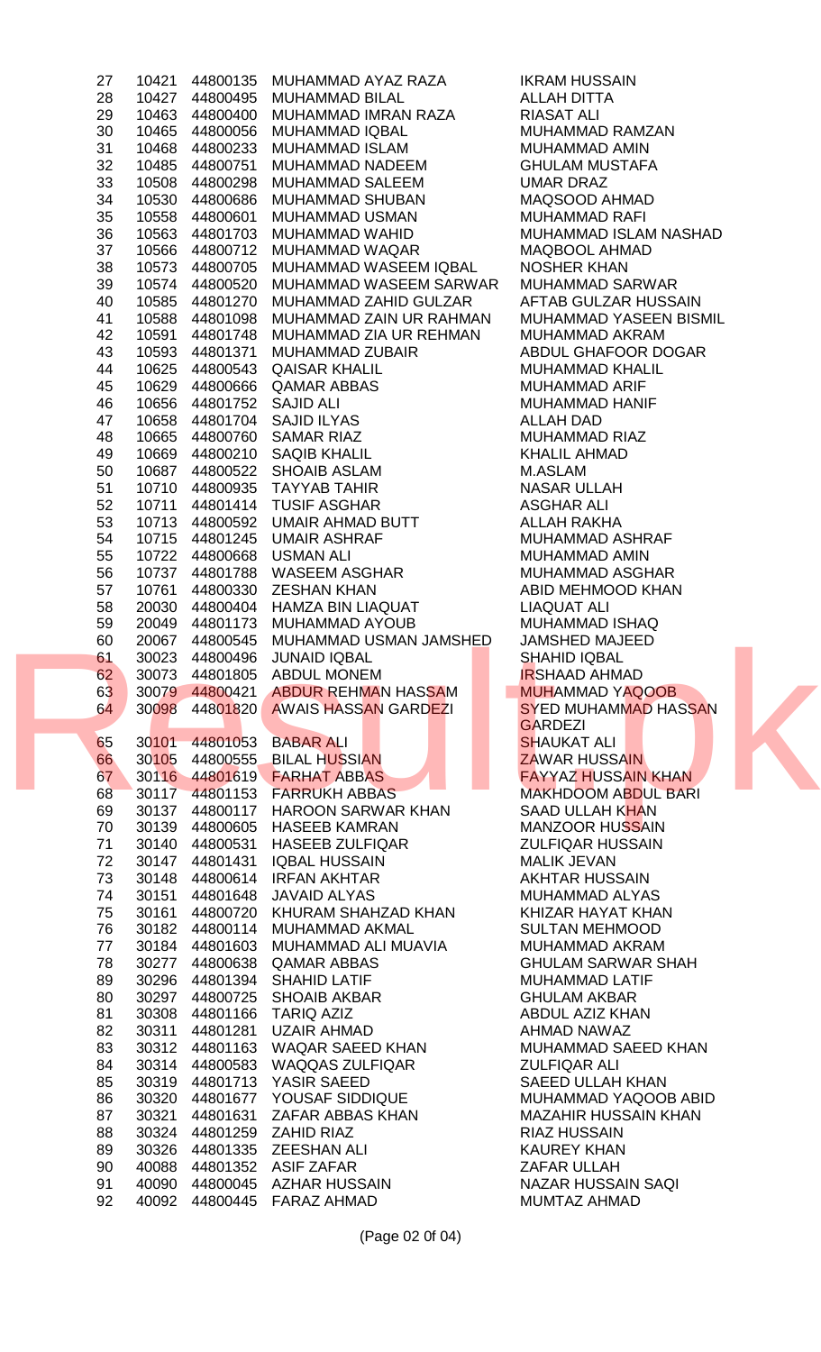| | | | | |
|---|---|---|---|---|
| 27 | 10421 | 44800135 | MUHAMMAD AYAZ RAZA | IKRAM HUSSAIN |
| 28 | 10427 | 44800495 | MUHAMMAD BILAL | ALLAH DITTA |
| 29 | 10463 | 44800400 | MUHAMMAD IMRAN RAZA | RIASAT ALI |
| 30 | 10465 | 44800056 | MUHAMMAD IQBAL | MUHAMMAD RAMZAN |
| 31 | 10468 | 44800233 | MUHAMMAD ISLAM | MUHAMMAD AMIN |
| 32 | 10485 | 44800751 | MUHAMMAD NADEEM | GHULAM MUSTAFA |
| 33 | 10508 | 44800298 | MUHAMMAD SALEEM | UMAR DRAZ |
| 34 | 10530 | 44800686 | MUHAMMAD SHUBAN | MAQSOOD AHMAD |
| 35 | 10558 | 44800601 | MUHAMMAD USMAN | MUHAMMAD RAFI |
| 36 | 10563 | 44801703 | MUHAMMAD WAHID | MUHAMMAD ISLAM NASHAD |
| 37 | 10566 | 44800712 | MUHAMMAD WAQAR | MAQBOOL AHMAD |
| 38 | 10573 | 44800705 | MUHAMMAD WASEEM IQBAL | NOSHER KHAN |
| 39 | 10574 | 44800520 | MUHAMMAD WASEEM SARWAR | MUHAMMAD SARWAR |
| 40 | 10585 | 44801270 | MUHAMMAD ZAHID GULZAR | AFTAB GULZAR HUSSAIN |
| 41 | 10588 | 44801098 | MUHAMMAD ZAIN UR RAHMAN | MUHAMMAD YASEEN BISMIL |
| 42 | 10591 | 44801748 | MUHAMMAD ZIA UR REHMAN | MUHAMMAD AKRAM |
| 43 | 10593 | 44801371 | MUHAMMAD ZUBAIR | ABDUL GHAFOOR DOGAR |
| 44 | 10625 | 44800543 | QAISAR KHALIL | MUHAMMAD KHALIL |
| 45 | 10629 | 44800666 | QAMAR ABBAS | MUHAMMAD ARIF |
| 46 | 10656 | 44801752 | SAJID ALI | MUHAMMAD HANIF |
| 47 | 10658 | 44801704 | SAJID ILYAS | ALLAH DAD |
| 48 | 10665 | 44800760 | SAMAR RIAZ | MUHAMMAD RIAZ |
| 49 | 10669 | 44800210 | SAQIB KHALIL | KHALIL AHMAD |
| 50 | 10687 | 44800522 | SHOAIB ASLAM | M.ASLAM |
| 51 | 10710 | 44800935 | TAYYAB TAHIR | NASAR ULLAH |
| 52 | 10711 | 44801414 | TUSIF ASGHAR | ASGHAR ALI |
| 53 | 10713 | 44800592 | UMAIR AHMAD BUTT | ALLAH RAKHA |
| 54 | 10715 | 44801245 | UMAIR ASHRAF | MUHAMMAD ASHRAF |
| 55 | 10722 | 44800668 | USMAN ALI | MUHAMMAD AMIN |
| 56 | 10737 | 44801788 | WASEEM ASGHAR | MUHAMMAD ASGHAR |
| 57 | 10761 | 44800330 | ZESHAN KHAN | ABID MEHMOOD KHAN |
| 58 | 20030 | 44800404 | HAMZA BIN LIAQUAT | LIAQUAT ALI |
| 59 | 20049 | 44801173 | MUHAMMAD AYOUB | MUHAMMAD ISHAQ |
| 60 | 20067 | 44800545 | MUHAMMAD USMAN JAMSHED | JAMSHED MAJEED |
| 61 | 30023 | 44800496 | JUNAID IQBAL | SHAHID IQBAL |
| 62 | 30073 | 44801805 | ABDUL MONEM | IRSHAAD AHMAD |
| 63 | 30079 | 44800421 | ABDUR REHMAN HASSAM | MUHAMMAD YAQOOB |
| 64 | 30098 | 44801820 | AWAIS HASSAN GARDEZI | SYED MUHAMMAD HASSAN GARDEZI |
| 65 | 30101 | 44801053 | BABAR ALI | SHAUKAT ALI |
| 66 | 30105 | 44800555 | BILAL HUSSIAN | ZAWAR HUSSAIN |
| 67 | 30116 | 44801619 | FARHAT ABBAS | FAYYAZ HUSSAIN KHAN |
| 68 | 30117 | 44801153 | FARRUKH ABBAS | MAKHDOOM ABDUL BARI |
| 69 | 30137 | 44800117 | HAROON SARWAR KHAN | SAAD ULLAH KHAN |
| 70 | 30139 | 44800605 | HASEEB KAMRAN | MANZOOR HUSSAIN |
| 71 | 30140 | 44800531 | HASEEB ZULFIQAR | ZULFIQAR HUSSAIN |
| 72 | 30147 | 44801431 | IQBAL HUSSAIN | MALIK JEVAN |
| 73 | 30148 | 44800614 | IRFAN AKHTAR | AKHTAR HUSSAIN |
| 74 | 30151 | 44801648 | JAVAID ALYAS | MUHAMMAD ALYAS |
| 75 | 30161 | 44800720 | KHURAM SHAHZAD KHAN | KHIZAR HAYAT KHAN |
| 76 | 30182 | 44800114 | MUHAMMAD AKMAL | SULTAN MEHMOOD |
| 77 | 30184 | 44801603 | MUHAMMAD ALI MUAVIA | MUHAMMAD AKRAM |
| 78 | 30277 | 44800638 | QAMAR ABBAS | GHULAM SARWAR SHAH |
| 89 | 30296 | 44801394 | SHAHID LATIF | MUHAMMAD LATIF |
| 80 | 30297 | 44800725 | SHOAIB AKBAR | GHULAM AKBAR |
| 81 | 30308 | 44801166 | TARIQ AZIZ | ABDUL AZIZ KHAN |
| 82 | 30311 | 44801281 | UZAIR AHMAD | AHMAD NAWAZ |
| 83 | 30312 | 44801163 | WAQAR SAEED KHAN | MUHAMMAD SAEED KHAN |
| 84 | 30314 | 44800583 | WAQQAS ZULFIQAR | ZULFIQAR ALI |
| 85 | 30319 | 44801713 | YASIR SAEED | SAEED ULLAH KHAN |
| 86 | 30320 | 44801677 | YOUSAF SIDDIQUE | MUHAMMAD YAQOOB ABID |
| 87 | 30321 | 44801631 | ZAFAR ABBAS KHAN | MAZAHIR HUSSAIN KHAN |
| 88 | 30324 | 44801259 | ZAHID RIAZ | RIAZ HUSSAIN |
| 89 | 30326 | 44801335 | ZEESHAN ALI | KAUREY KHAN |
| 90 | 40088 | 44801352 | ASIF ZAFAR | ZAFAR ULLAH |
| 91 | 40090 | 44800045 | AZHAR HUSSAIN | NAZAR HUSSAIN SAQI |
| 92 | 40092 | 44800445 | FARAZ AHMAD | MUMTAZ AHMAD |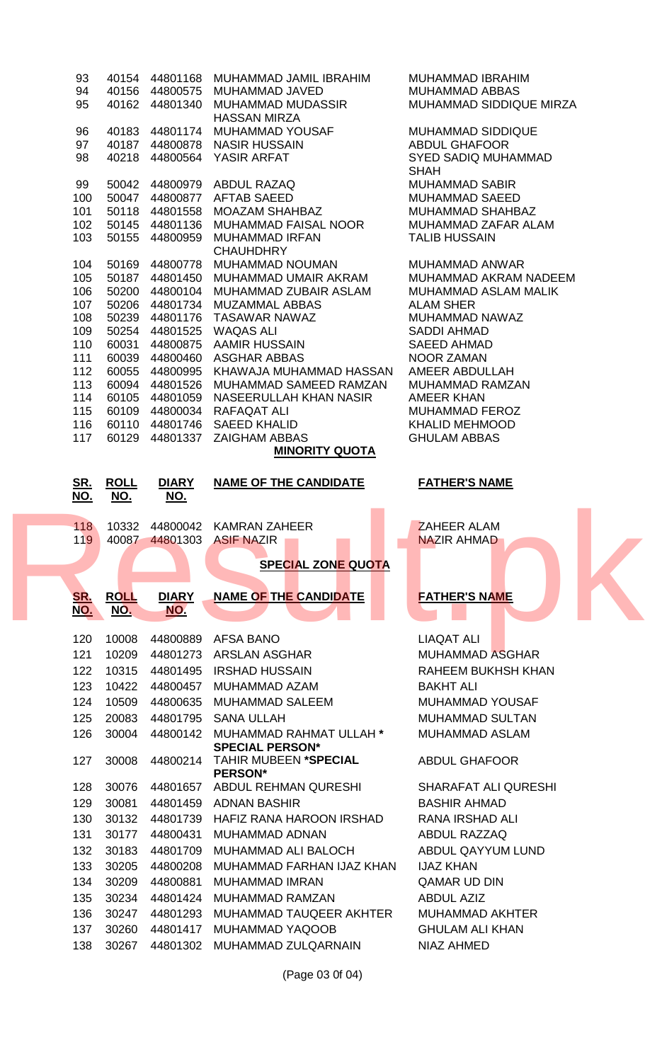| SR. NO. | ROLL NO. | DIARY NO. | NAME OF THE CANDIDATE | FATHER'S NAME |
|---|---|---|---|---|
| 93 | 40154 | 44801168 | MUHAMMAD JAMIL IBRAHIM | MUHAMMAD IBRAHIM |
| 94 | 40156 | 44800575 | MUHAMMAD JAVED | MUHAMMAD ABBAS |
| 95 | 40162 | 44801340 | MUHAMMAD MUDASSIR HASSAN MIRZA | MUHAMMAD SIDDIQUE MIRZA |
| 96 | 40183 | 44801174 | MUHAMMAD YOUSAF | MUHAMMAD SIDDIQUE |
| 97 | 40187 | 44800878 | NASIR HUSSAIN | ABDUL GHAFOOR |
| 98 | 40218 | 44800564 | YASIR ARFAT | SYED SADIQ MUHAMMAD SHAH |
| 99 | 50042 | 44800979 | ABDUL RAZAQ | MUHAMMAD SABIR |
| 100 | 50047 | 44800877 | AFTAB SAEED | MUHAMMAD SAEED |
| 101 | 50118 | 44801558 | MOAZAM SHAHBAZ | MUHAMMAD SHAHBAZ |
| 102 | 50145 | 44801136 | MUHAMMAD FAISAL NOOR | MUHAMMAD ZAFAR ALAM |
| 103 | 50155 | 44800959 | MUHAMMAD IRFAN CHAUHDHRY | TALIB HUSSAIN |
| 104 | 50169 | 44800778 | MUHAMMAD NOUMAN | MUHAMMAD ANWAR |
| 105 | 50187 | 44801450 | MUHAMMAD UMAIR AKRAM | MUHAMMAD AKRAM NADEEM |
| 106 | 50200 | 44800104 | MUHAMMAD ZUBAIR ASLAM | MUHAMMAD ASLAM MALIK |
| 107 | 50206 | 44801734 | MUZAMMAL ABBAS | ALAM SHER |
| 108 | 50239 | 44801176 | TASAWAR NAWAZ | MUHAMMAD NAWAZ |
| 109 | 50254 | 44801525 | WAQAS ALI | SADDI AHMAD |
| 110 | 60031 | 44800875 | AAMIR HUSSAIN | SAEED AHMAD |
| 111 | 60039 | 44800460 | ASGHAR ABBAS | NOOR ZAMAN |
| 112 | 60055 | 44800995 | KHAWAJA MUHAMMAD HASSAN | AMEER ABDULLAH |
| 113 | 60094 | 44801526 | MUHAMMAD SAMEED RAMZAN | MUHAMMAD RAMZAN |
| 114 | 60105 | 44801059 | NASEERULLAH KHAN NASIR | AMEER KHAN |
| 115 | 60109 | 44800034 | RAFAQAT ALI | MUHAMMAD FEROZ |
| 116 | 60110 | 44801746 | SAEED KHALID | KHALID MEHMOOD |
| 117 | 60129 | 44801337 | ZAIGHAM ABBAS | GHULAM ABBAS |

## MINORITY QUOTA

| SR. NO. | ROLL NO. | DIARY NO. | NAME OF THE CANDIDATE | FATHER'S NAME |
|---|---|---|---|---|
| 118 | 10332 | 44800042 | KAMRAN ZAHEER | ZAHEER ALAM |
| 119 | 40087 | 44801303 | ASIF NAZIR | NAZIR AHMAD |

## SPECIAL ZONE QUOTA

| SR. NO. | ROLL NO. | DIARY NO. | NAME OF THE CANDIDATE | FATHER'S NAME |
|---|---|---|---|---|
| 120 | 10008 | 44800889 | AFSA BANO | LIAQAT ALI |
| 121 | 10209 | 44801273 | ARSLAN ASGHAR | MUHAMMAD ASGHAR |
| 122 | 10315 | 44801495 | IRSHAD HUSSAIN | RAHEEM BUKHSH KHAN |
| 123 | 10422 | 44800457 | MUHAMMAD AZAM | BAKHT ALI |
| 124 | 10509 | 44800635 | MUHAMMAD SALEEM | MUHAMMAD YOUSAF |
| 125 | 20083 | 44801795 | SANA ULLAH | MUHAMMAD SULTAN |
| 126 | 30004 | 44800142 | MUHAMMAD RAHMAT ULLAH **\*SPECIAL PERSON\*** | MUHAMMAD ASLAM |
| 127 | 30008 | 44800214 | TAHIR MUBEEN **\*SPECIAL PERSON\*** | ABDUL GHAFOOR |
| 128 | 30076 | 44801657 | ABDUL REHMAN QURESHI | SHARAFAT ALI QURESHI |
| 129 | 30081 | 44801459 | ADNAN BASHIR | BASHIR AHMAD |
| 130 | 30132 | 44801739 | HAFIZ RANA HAROON IRSHAD | RANA IRSHAD ALI |
| 131 | 30177 | 44800431 | MUHAMMAD ADNAN | ABDUL RAZZAQ |
| 132 | 30183 | 44801709 | MUHAMMAD ALI BALOCH | ABDUL QAYYUM LUND |
| 133 | 30205 | 44800208 | MUHAMMAD FARHAN IJAZ KHAN | IJAZ KHAN |
| 134 | 30209 | 44800881 | MUHAMMAD IMRAN | QAMAR UD DIN |
| 135 | 30234 | 44801424 | MUHAMMAD RAMZAN | ABDUL AZIZ |
| 136 | 30247 | 44801293 | MUHAMMAD TAUQEER AKHTER | MUHAMMAD AKHTER |
| 137 | 30260 | 44801417 | MUHAMMAD YAQOOB | GHULAM ALI KHAN |
| 138 | 30267 | 44801302 | MUHAMMAD ZULQARNAIN | NIAZ AHMED |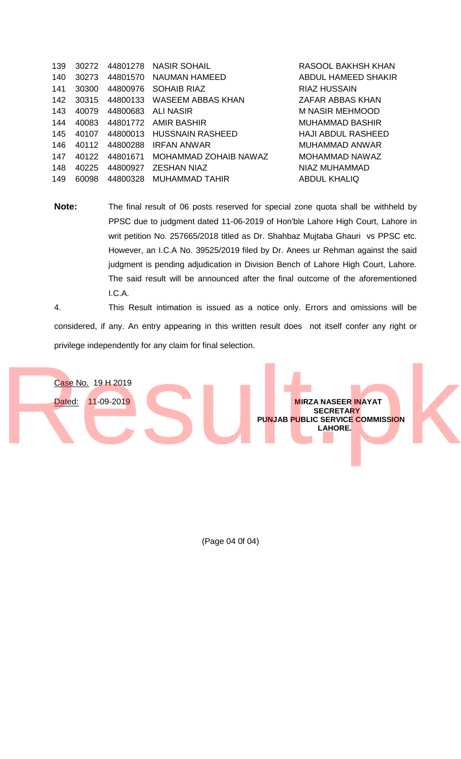| | | | | |
|---|---|---|---|---|
| 139 | 30272 | 44801278 | NASIR SOHAIL | RASOOL BAKHSH KHAN |
| 140 | 30273 | 44801570 | NAUMAN HAMEED | ABDUL HAMEED SHAKIR |
| 141 | 30300 | 44800976 | SOHAIB RIAZ | RIAZ HUSSAIN |
| 142 | 30315 | 44800133 | WASEEM ABBAS KHAN | ZAFAR ABBAS KHAN |
| 143 | 40079 | 44800683 | ALI NASIR | M NASIR MEHMOOD |
| 144 | 40083 | 44801772 | AMIR BASHIR | MUHAMMAD BASHIR |
| 145 | 40107 | 44800013 | HUSSNAIN RASHEED | HAJI ABDUL RASHEED |
| 146 | 40112 | 44800288 | IRFAN ANWAR | MUHAMMAD ANWAR |
| 147 | 40122 | 44801671 | MOHAMMAD ZOHAIB NAWAZ | MOHAMMAD NAWAZ |
| 148 | 40225 | 44800927 | ZESHAN NIAZ | NIAZ MUHAMMAD |
| 149 | 60098 | 44800328 | MUHAMMAD TAHIR | ABDUL KHALIQ |

**Note:** The final result of 06 posts reserved for special zone quota shall be withheld by PPSC due to judgment dated 11-06-2019 of Hon'ble Lahore High Court, Lahore in writ petition No. 257665/2018 titled as Dr. Shahbaz Mujtaba Ghauri vs PPSC etc. However, an I.C.A No. 39525/2019 filed by Dr. Anees ur Rehman against the said judgment is pending adjudication in Division Bench of Lahore High Court, Lahore. The said result will be announced after the final outcome of the aforementioned I.C.A.

4. This Result intimation is issued as a notice only. Errors and omissions will be considered, if any. An entry appearing in this written result does not itself confer any right or privilege independently for any claim for final selection.

Case No. 19 H 2019

Dated: 11-09-2019

**MIRZA NASEER INAYAT**
**SECRETARY**
**PUNJAB PUBLIC SERVICE COMMISSION**
**LAHORE.**